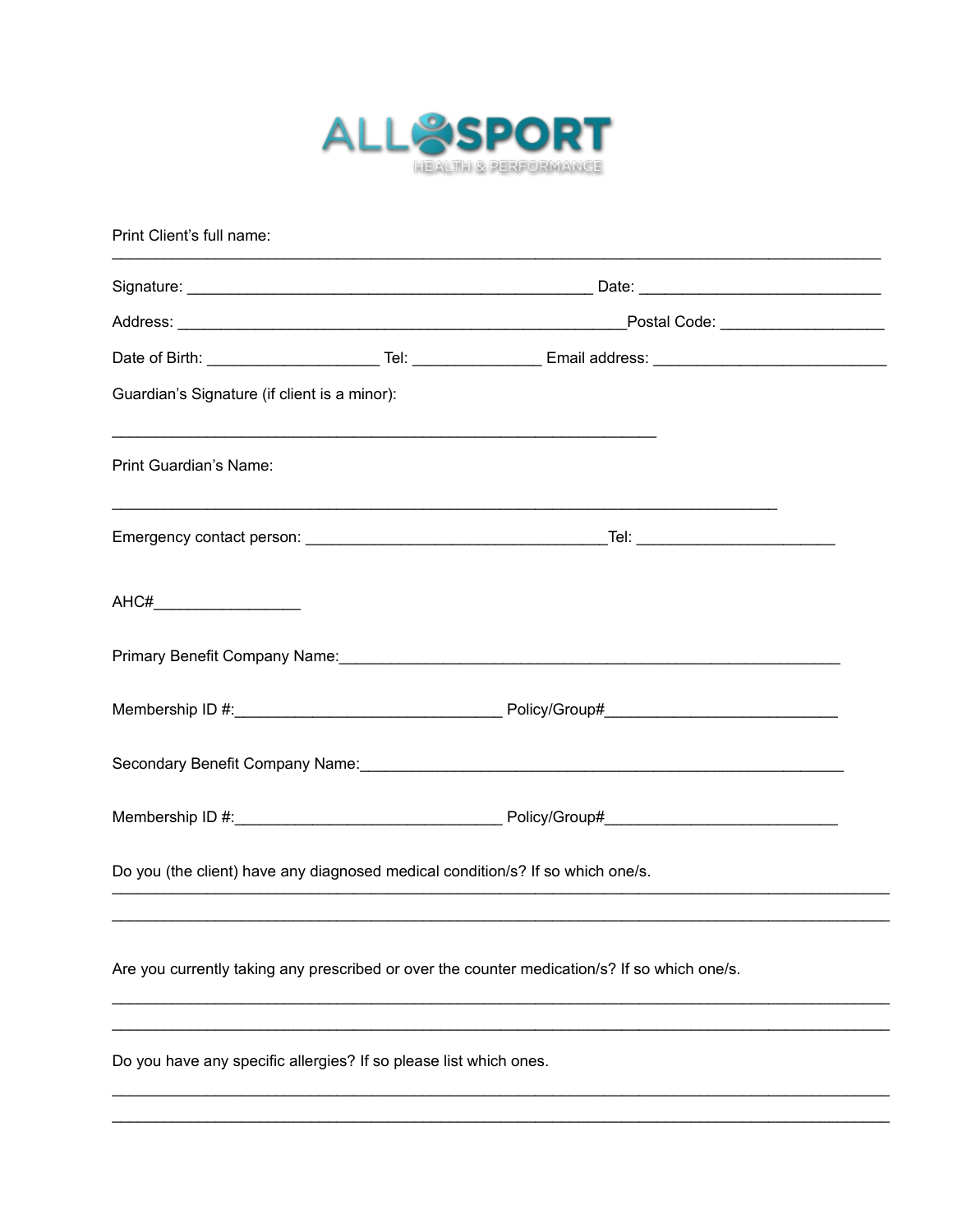ALLSPORT
HEALTH & PERFORMANCE

Print Client's full name:

______________________________________________________________________________________

Signature: _____________________________________________ Date: ___________________________

Address: __________________________________________________Postal Code: __________________

Date of Birth: ___________________ Tel: ______________ Email address: __________________________

Guardian's Signature (if client is a minor):

_____________________________________________________________

Print Guardian's Name:

__________________________________________________________________________

Emergency contact person: _________________________________Tel: _____________________

AHC#________________

Primary Benefit Company Name:_______________________________________________________

Membership ID #:_____________________________ Policy/Group#__________________________

Secondary Benefit Company Name:_____________________________________________________

Membership ID #:_____________________________ Policy/Group#__________________________

Do you (the client) have any diagnosed medical condition/s? If so which one/s.

______________________________________________________________________________________

______________________________________________________________________________________

Are you currently taking any prescribed or over the counter medication/s? If so which one/s.

______________________________________________________________________________________

______________________________________________________________________________________

Do you have any specific allergies? If so please list which ones.

______________________________________________________________________________________

______________________________________________________________________________________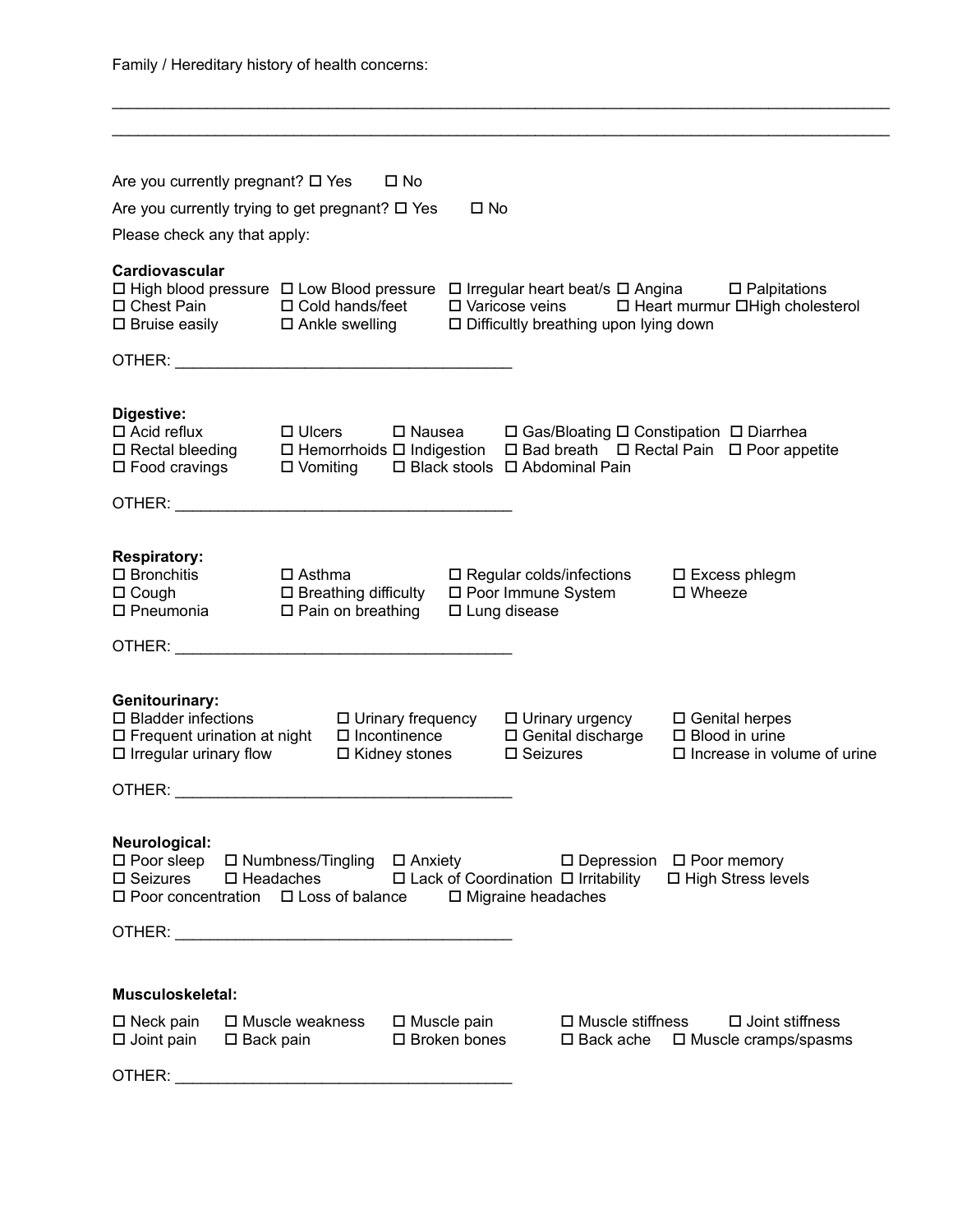Family / Hereditary history of health concerns:

\_\_\_\_\_\_\_\_\_\_\_\_\_\_\_\_\_\_\_\_\_\_\_\_\_\_\_\_\_\_\_\_\_\_\_\_\_\_\_\_\_\_\_\_\_\_\_\_\_\_\_\_\_\_\_\_\_\_\_\_\_\_\_\_\_\_\_\_\_\_\_\_\_\_\_\_\_\_

\_\_\_\_\_\_\_\_\_\_\_\_\_\_\_\_\_\_\_\_\_\_\_\_\_\_\_\_\_\_\_\_\_\_\_\_\_\_\_\_\_\_\_\_\_\_\_\_\_\_\_\_\_\_\_\_\_\_\_\_\_\_\_\_\_\_\_\_\_\_\_\_\_\_\_\_\_\_

Are you currently pregnant? ☐ Yes ☐ No

Are you currently trying to get pregnant? ☐ Yes ☐ No

Please check any that apply:

**Cardiovascular**

☐ High blood pressure ☐ Low Blood pressure ☐ Irregular heart beat/s ☐ Angina ☐ Palpitations
☐ Chest Pain ☐ Cold hands/feet ☐ Varicose veins ☐ Heart murmur ☐ High cholesterol
☐ Bruise easily ☐ Ankle swelling ☐ Difficultly breathing upon lying down

OTHER: \_\_\_\_\_\_\_\_\_\_\_\_\_\_\_\_\_\_\_\_\_\_\_\_\_\_\_\_\_\_\_\_\_\_\_\_\_\_\_

**Digestive:**

☐ Acid reflux ☐ Ulcers ☐ Nausea ☐ Gas/Bloating ☐ Constipation ☐ Diarrhea
☐ Rectal bleeding ☐ Hemorrhoids ☐ Indigestion ☐ Bad breath ☐ Rectal Pain ☐ Poor appetite
☐ Food cravings ☐ Vomiting ☐ Black stools ☐ Abdominal Pain

OTHER: \_\_\_\_\_\_\_\_\_\_\_\_\_\_\_\_\_\_\_\_\_\_\_\_\_\_\_\_\_\_\_\_\_\_\_\_\_\_\_

**Respiratory:**

☐ Bronchitis ☐ Asthma ☐ Regular colds/infections ☐ Excess phlegm
☐ Cough ☐ Breathing difficulty ☐ Poor Immune System ☐ Wheeze
☐ Pneumonia ☐ Pain on breathing ☐ Lung disease

OTHER: \_\_\_\_\_\_\_\_\_\_\_\_\_\_\_\_\_\_\_\_\_\_\_\_\_\_\_\_\_\_\_\_\_\_\_\_\_\_\_

**Genitourinary:**

☐ Bladder infections ☐ Urinary frequency ☐ Urinary urgency ☐ Genital herpes
☐ Frequent urination at night ☐ Incontinence ☐ Genital discharge ☐ Blood in urine
☐ Irregular urinary flow ☐ Kidney stones ☐ Seizures ☐ Increase in volume of urine

OTHER: \_\_\_\_\_\_\_\_\_\_\_\_\_\_\_\_\_\_\_\_\_\_\_\_\_\_\_\_\_\_\_\_\_\_\_\_\_\_\_

**Neurological:**

☐ Poor sleep ☐ Numbness/Tingling ☐ Anxiety ☐ Depression ☐ Poor memory
☐ Seizures ☐ Headaches ☐ Lack of Coordination ☐ Irritability ☐ High Stress levels
☐ Poor concentration ☐ Loss of balance ☐ Migraine headaches

OTHER: \_\_\_\_\_\_\_\_\_\_\_\_\_\_\_\_\_\_\_\_\_\_\_\_\_\_\_\_\_\_\_\_\_\_\_\_\_\_\_

**Musculoskeletal:**

☐ Neck pain ☐ Muscle weakness ☐ Muscle pain ☐ Muscle stiffness ☐ Joint stiffness
☐ Joint pain ☐ Back pain ☐ Broken bones ☐ Back ache ☐ Muscle cramps/spasms

OTHER: \_\_\_\_\_\_\_\_\_\_\_\_\_\_\_\_\_\_\_\_\_\_\_\_\_\_\_\_\_\_\_\_\_\_\_\_\_\_\_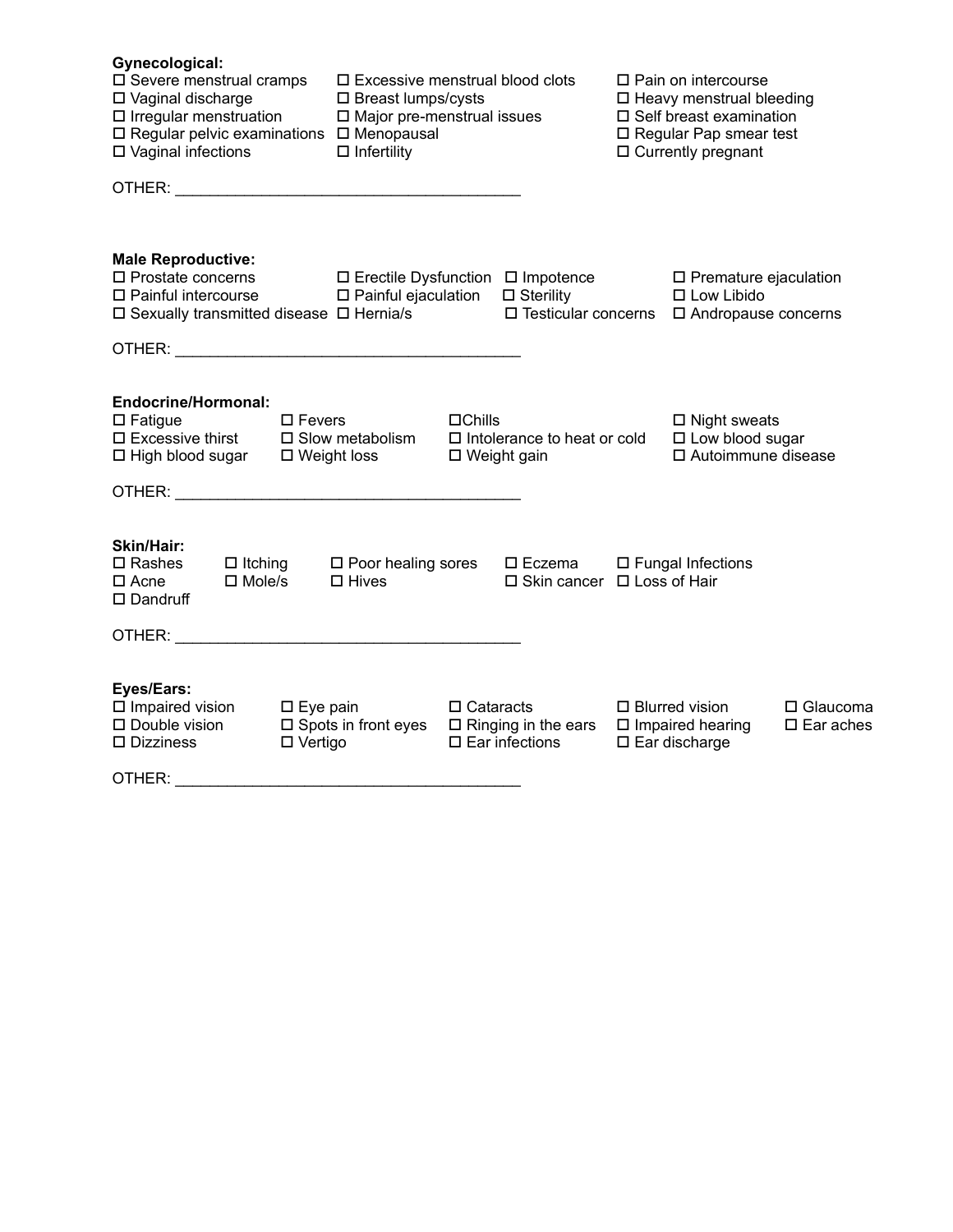**Gynecological:**

☐ Severe menstrual cramps
☐ Excessive menstrual blood clots
☐ Pain on intercourse
☐ Vaginal discharge
☐ Breast lumps/cysts
☐ Heavy menstrual bleeding
☐ Irregular menstruation
☐ Major pre-menstrual issues
☐ Self breast examination
☐ Regular pelvic examinations
☐ Menopausal
☐ Regular Pap smear test
☐ Vaginal infections
☐ Infertility
☐ Currently pregnant

OTHER: ________________________________________

**Male Reproductive:**

☐ Prostate concerns
☐ Erectile Dysfunction
☐ Impotence
☐ Premature ejaculation
☐ Painful intercourse
☐ Painful ejaculation
☐ Sterility
☐ Low Libido
☐ Sexually transmitted disease
☐ Hernia/s
☐ Testicular concerns
☐ Andropause concerns

OTHER: ________________________________________

**Endocrine/Hormonal:**

☐ Fatigue
☐ Fevers
☐Chills
☐ Night sweats
☐ Excessive thirst
☐ Slow metabolism
☐ Intolerance to heat or cold
☐ Low blood sugar
☐ High blood sugar
☐ Weight loss
☐ Weight gain
☐ Autoimmune disease

OTHER: ________________________________________

**Skin/Hair:**

☐ Rashes
☐ Itching
☐ Poor healing sores
☐ Eczema
☐ Fungal Infections
☐ Acne
☐ Mole/s
☐ Hives
☐ Skin cancer
☐ Loss of Hair
☐ Dandruff

OTHER: ________________________________________

**Eyes/Ears:**

☐ Impaired vision
☐ Eye pain
☐ Cataracts
☐ Blurred vision
☐ Glaucoma
☐ Double vision
☐ Spots in front eyes
☐ Ringing in the ears
☐ Impaired hearing
☐ Ear aches
☐ Dizziness
☐ Vertigo
☐ Ear infections
☐ Ear discharge

OTHER: ________________________________________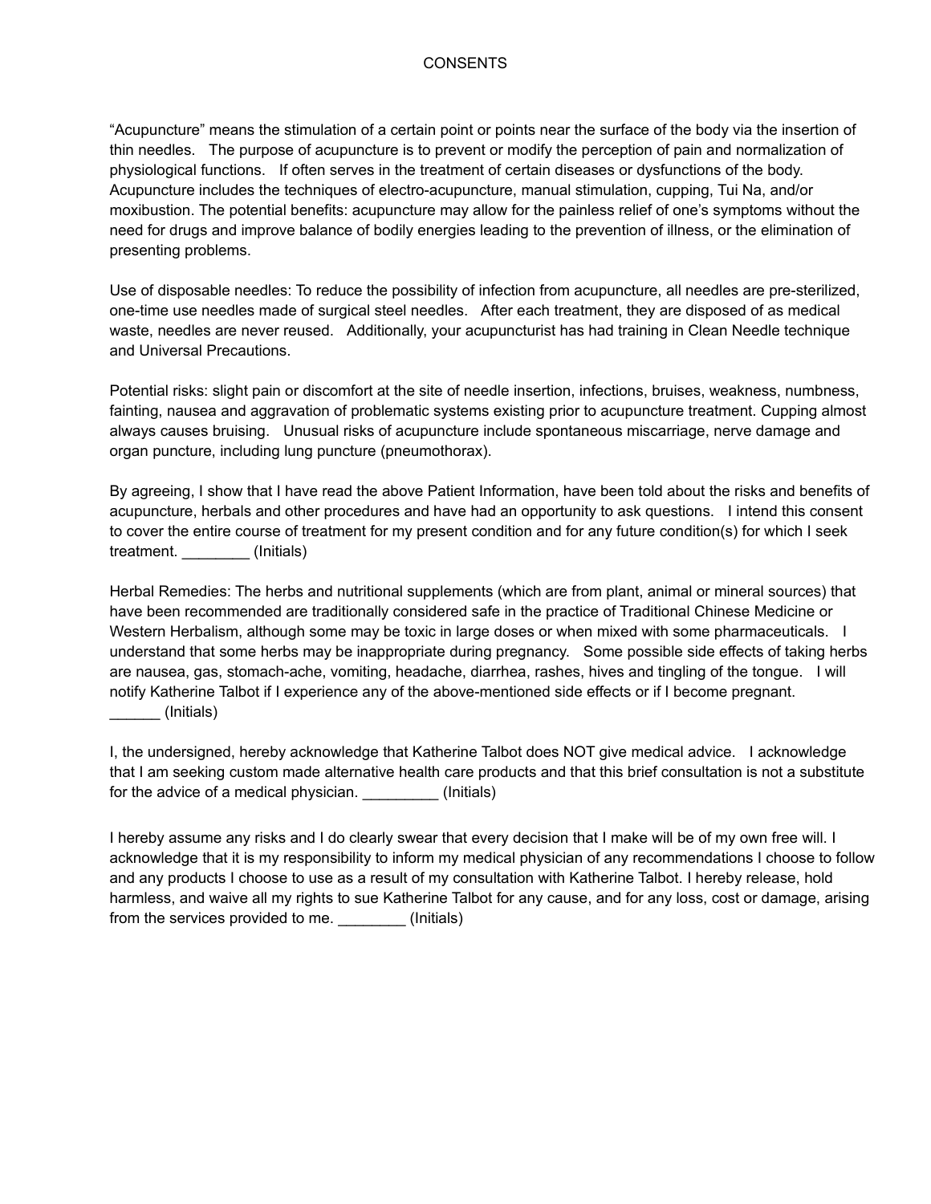# CONSENTS

"Acupuncture" means the stimulation of a certain point or points near the surface of the body via the insertion of thin needles. The purpose of acupuncture is to prevent or modify the perception of pain and normalization of physiological functions. If often serves in the treatment of certain diseases or dysfunctions of the body. Acupuncture includes the techniques of electro-acupuncture, manual stimulation, cupping, Tui Na, and/or moxibustion. The potential benefits: acupuncture may allow for the painless relief of one's symptoms without the need for drugs and improve balance of bodily energies leading to the prevention of illness, or the elimination of presenting problems.

Use of disposable needles: To reduce the possibility of infection from acupuncture, all needles are pre-sterilized, one-time use needles made of surgical steel needles. After each treatment, they are disposed of as medical waste, needles are never reused. Additionally, your acupuncturist has had training in Clean Needle technique and Universal Precautions.

Potential risks: slight pain or discomfort at the site of needle insertion, infections, bruises, weakness, numbness, fainting, nausea and aggravation of problematic systems existing prior to acupuncture treatment. Cupping almost always causes bruising. Unusual risks of acupuncture include spontaneous miscarriage, nerve damage and organ puncture, including lung puncture (pneumothorax).

By agreeing, I show that I have read the above Patient Information, have been told about the risks and benefits of acupuncture, herbals and other procedures and have had an opportunity to ask questions. I intend this consent to cover the entire course of treatment for my present condition and for any future condition(s) for which I seek treatment. ________ (Initials)

Herbal Remedies: The herbs and nutritional supplements (which are from plant, animal or mineral sources) that have been recommended are traditionally considered safe in the practice of Traditional Chinese Medicine or Western Herbalism, although some may be toxic in large doses or when mixed with some pharmaceuticals. I understand that some herbs may be inappropriate during pregnancy. Some possible side effects of taking herbs are nausea, gas, stomach-ache, vomiting, headache, diarrhea, rashes, hives and tingling of the tongue. I will notify Katherine Talbot if I experience any of the above-mentioned side effects or if I become pregnant. ______ (Initials)

I, the undersigned, hereby acknowledge that Katherine Talbot does NOT give medical advice. I acknowledge that I am seeking custom made alternative health care products and that this brief consultation is not a substitute for the advice of a medical physician. _________ (Initials)

I hereby assume any risks and I do clearly swear that every decision that I make will be of my own free will. I acknowledge that it is my responsibility to inform my medical physician of any recommendations I choose to follow and any products I choose to use as a result of my consultation with Katherine Talbot. I hereby release, hold harmless, and waive all my rights to sue Katherine Talbot for any cause, and for any loss, cost or damage, arising from the services provided to me. ________ (Initials)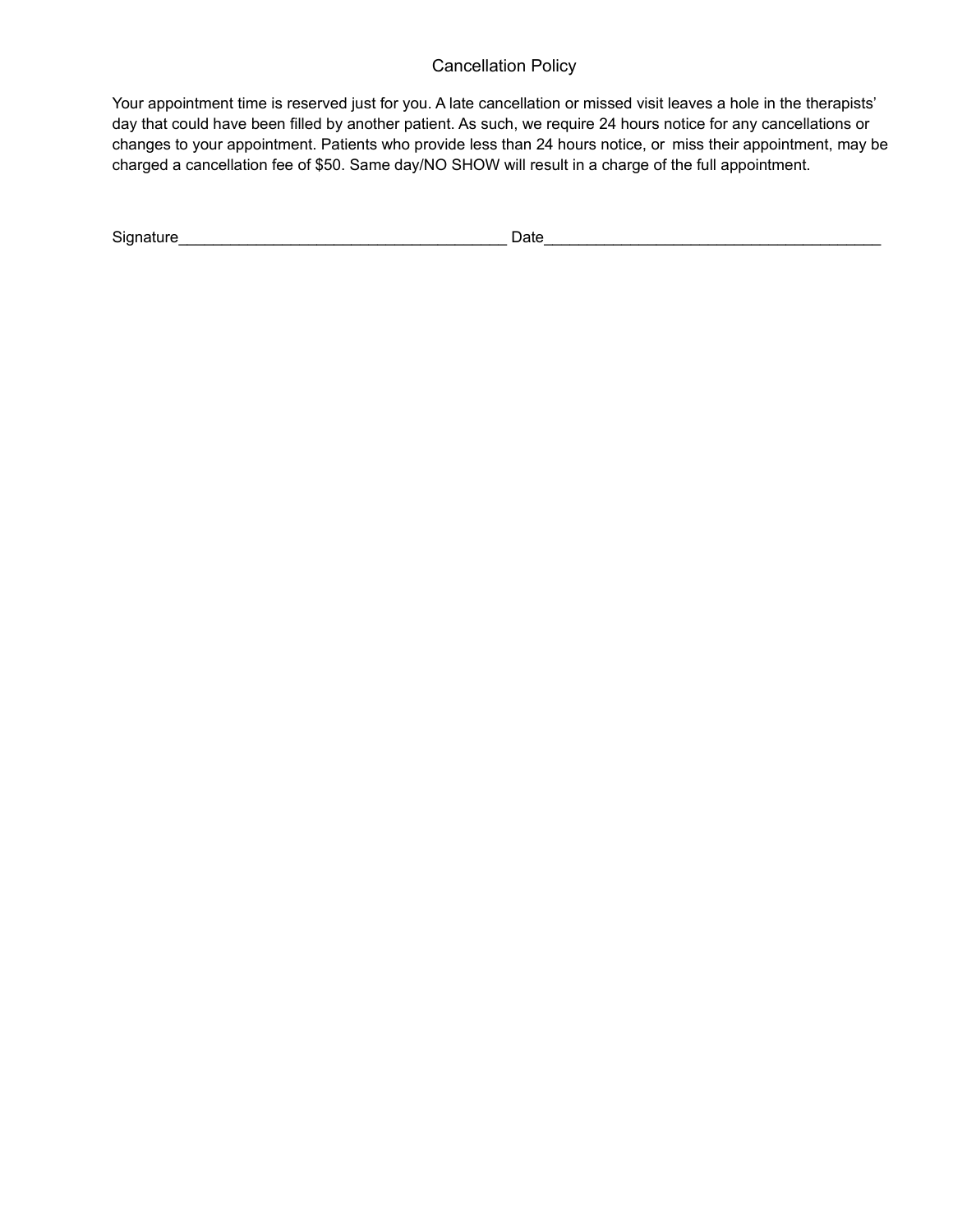# Cancellation Policy

Your appointment time is reserved just for you. A late cancellation or missed visit leaves a hole in the therapists' day that could have been filled by another patient. As such, we require 24 hours notice for any cancellations or changes to your appointment. Patients who provide less than 24 hours notice, or miss their appointment, may be charged a cancellation fee of $50. Same day/NO SHOW will result in a charge of the full appointment.

Signature______________________________________ Date_______________________________________